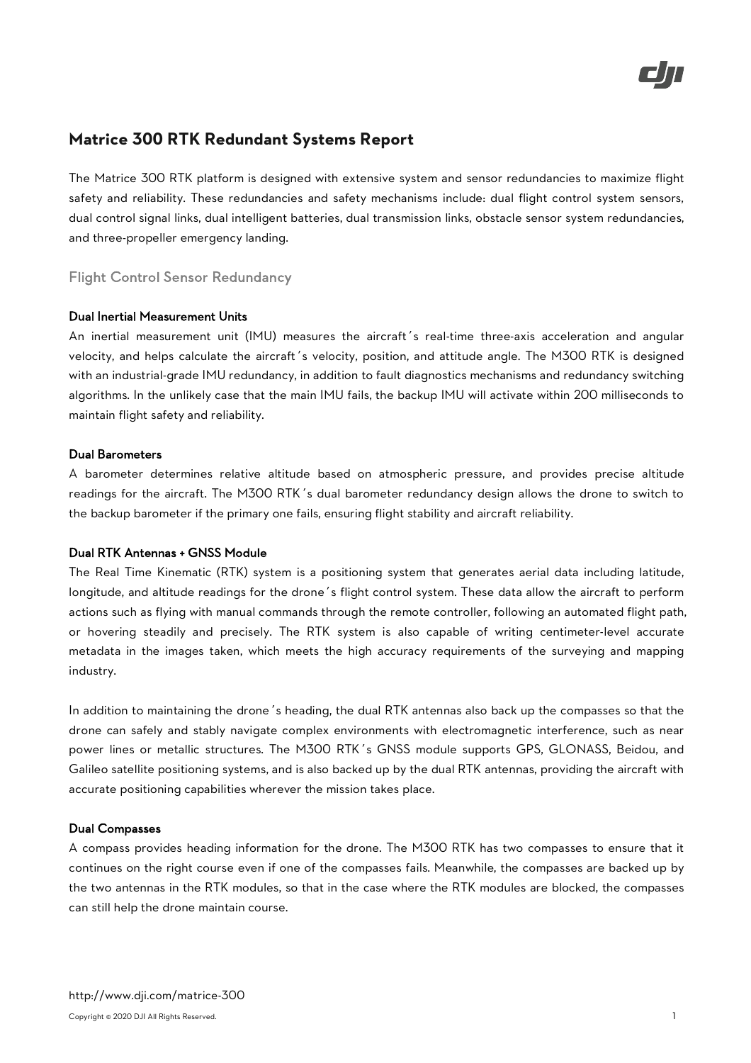# Matrice 300 RTK Redundant Systems Report

The Matrice 300 RTK platform is designed with extensive system and sensor redundancies to maximize flight safety and reliability. These redundancies and safety mechanisms include: dual flight control system sensors, dual control signal links, dual intelligent batteries, dual transmission links, obstacle sensor system redundancies, and three-propeller emergency landing.

## Flight Control Sensor Redundancy

### Dual Inertial Measurement Units

An inertial measurement unit (IMU) measures the aircraft's real-time three-axis acceleration and angular velocity, and helps calculate the aircraft's velocity, position, and attitude angle. The M300 RTK is designed with an industrial-grade IMU redundancy, in addition to fault diagnostics mechanisms and redundancy switching algorithms. In the unlikely case that the main IMU fails, the backup IMU will activate within 200 milliseconds to maintain flight safety and reliability.

### Dual Barometers

A barometer determines relative altitude based on atmospheric pressure, and provides precise altitude readings for the aircraft. The M300 RTK's dual barometer redundancy design allows the drone to switch to the backup barometer if the primary one fails, ensuring flight stability and aircraft reliability.

### Dual RTK Antennas + GNSS Module

The Real Time Kinematic (RTK) system is a positioning system that generates aerial data including latitude, longitude, and altitude readings for the drone's flight control system. These data allow the aircraft to perform actions such as flying with manual commands through the remote controller, following an automated flight path, or hovering steadily and precisely. The RTK system is also capable of writing centimeter-level accurate metadata in the images taken, which meets the high accuracy requirements of the surveying and mapping industry.

In addition to maintaining the drone's heading, the dual RTK antennas also back up the compasses so that the drone can safely and stably navigate complex environments with electromagnetic interference, such as near power lines or metallic structures. The M300 RTK's GNSS module supports GPS, GLONASS, Beidou, and Galileo satellite positioning systems, and is also backed up by the dual RTK antennas, providing the aircraft with accurate positioning capabilities wherever the mission takes place.

### Dual Compasses

A compass provides heading information for the drone. The M300 RTK has two compasses to ensure that it continues on the right course even if one of the compasses fails. Meanwhile, the compasses are backed up by the two antennas in the RTK modules, so that in the case where the RTK modules are blocked, the compasses can still help the drone maintain course.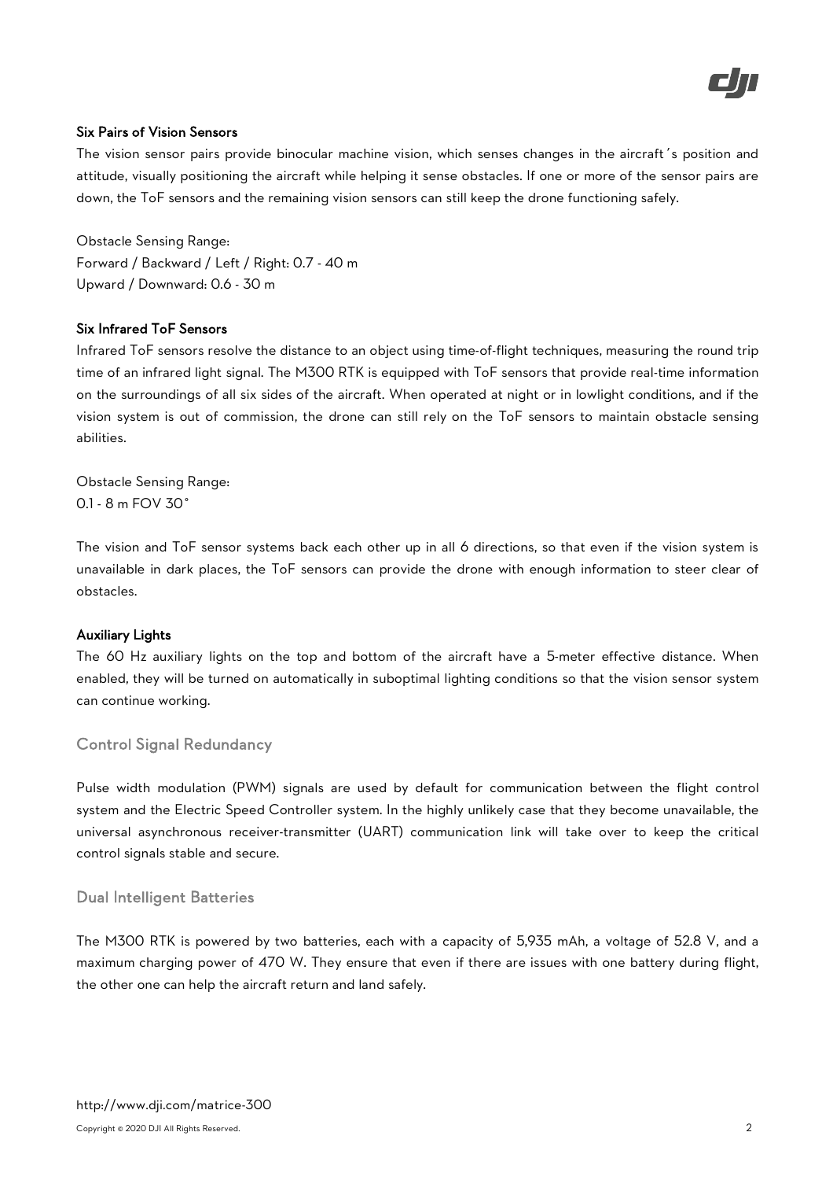### Six Pairs of Vision Sensors

The vision sensor pairs provide binocular machine vision, which senses changes in the aircraft's position and attitude, visually positioning the aircraft while helping it sense obstacles. If one or more of the sensor pairs are down, the ToF sensors and the remaining vision sensors can still keep the drone functioning safely.

Obstacle Sensing Range:
Forward / Backward / Left / Right: 0.7 - 40 m
Upward / Downward: 0.6 - 30 m

### Six Infrared ToF Sensors

Infrared ToF sensors resolve the distance to an object using time-of-flight techniques, measuring the round trip time of an infrared light signal. The M300 RTK is equipped with ToF sensors that provide real-time information on the surroundings of all six sides of the aircraft. When operated at night or in lowlight conditions, and if the vision system is out of commission, the drone can still rely on the ToF sensors to maintain obstacle sensing abilities.

Obstacle Sensing Range:
0.1 - 8 m FOV 30°

The vision and ToF sensor systems back each other up in all 6 directions, so that even if the vision system is unavailable in dark places, the ToF sensors can provide the drone with enough information to steer clear of obstacles.

### Auxiliary Lights

The 60 Hz auxiliary lights on the top and bottom of the aircraft have a 5-meter effective distance. When enabled, they will be turned on automatically in suboptimal lighting conditions so that the vision sensor system can continue working.

## Control Signal Redundancy

Pulse width modulation (PWM) signals are used by default for communication between the flight control system and the Electric Speed Controller system. In the highly unlikely case that they become unavailable, the universal asynchronous receiver-transmitter (UART) communication link will take over to keep the critical control signals stable and secure.

## Dual Intelligent Batteries

The M300 RTK is powered by two batteries, each with a capacity of 5,935 mAh, a voltage of 52.8 V, and a maximum charging power of 470 W. They ensure that even if there are issues with one battery during flight, the other one can help the aircraft return and land safely.

http://www.dji.com/matrice-300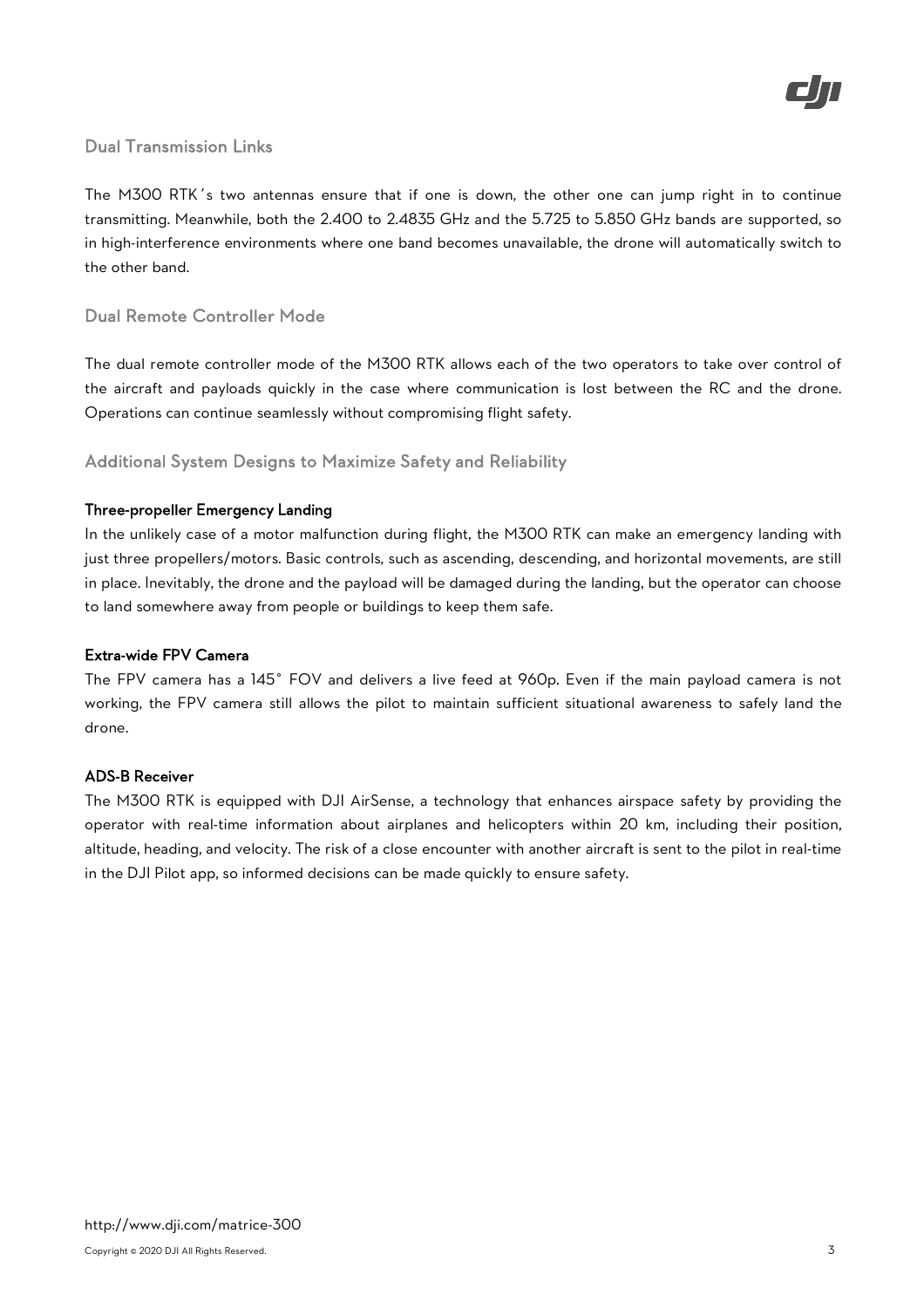## Dual Transmission Links

The M300 RTK´s two antennas ensure that if one is down, the other one can jump right in to continue transmitting. Meanwhile, both the 2.400 to 2.4835 GHz and the 5.725 to 5.850 GHz bands are supported, so in high-interference environments where one band becomes unavailable, the drone will automatically switch to the other band.

## Dual Remote Controller Mode

The dual remote controller mode of the M300 RTK allows each of the two operators to take over control of the aircraft and payloads quickly in the case where communication is lost between the RC and the drone. Operations can continue seamlessly without compromising flight safety.

## Additional System Designs to Maximize Safety and Reliability

### Three-propeller Emergency Landing

In the unlikely case of a motor malfunction during flight, the M300 RTK can make an emergency landing with just three propellers/motors. Basic controls, such as ascending, descending, and horizontal movements, are still in place. Inevitably, the drone and the payload will be damaged during the landing, but the operator can choose to land somewhere away from people or buildings to keep them safe.

### Extra-wide FPV Camera

The FPV camera has a 145° FOV and delivers a live feed at 960p. Even if the main payload camera is not working, the FPV camera still allows the pilot to maintain sufficient situational awareness to safely land the drone.

### ADS-B Receiver

The M300 RTK is equipped with DJI AirSense, a technology that enhances airspace safety by providing the operator with real-time information about airplanes and helicopters within 20 km, including their position, altitude, heading, and velocity. The risk of a close encounter with another aircraft is sent to the pilot in real-time in the DJI Pilot app, so informed decisions can be made quickly to ensure safety.